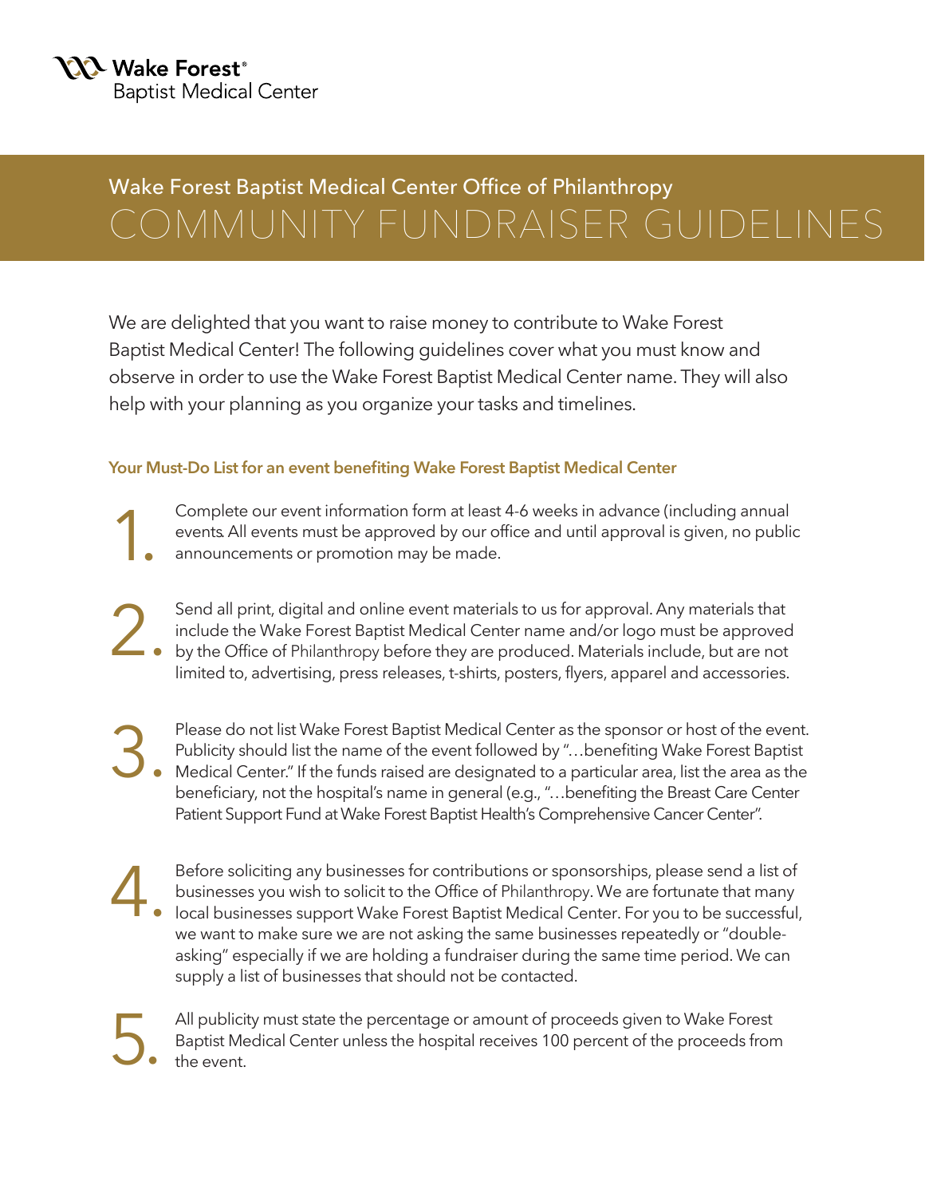Wake Forest®
Baptist Medical Center

## Wake Forest Baptist Medical Center Office of Philanthropy

# COMMUNITY FUNDRAISER GUIDELINES

We are delighted that you want to raise money to contribute to Wake Forest Baptist Medical Center! The following guidelines cover what you must know and observe in order to use the Wake Forest Baptist Medical Center name. They will also help with your planning as you organize your tasks and timelines.

### Your Must-Do List for an event benefiting Wake Forest Baptist Medical Center

1. Complete our event information form at least 4-6 weeks in advance (including annual events. All events must be approved by our office and until approval is given, no public announcements or promotion may be made.

2. Send all print, digital and online event materials to us for approval. Any materials that include the Wake Forest Baptist Medical Center name and/or logo must be approved by the Office of Philanthropy before they are produced. Materials include, but are not limited to, advertising, press releases, t-shirts, posters, flyers, apparel and accessories.

3. Please do not list Wake Forest Baptist Medical Center as the sponsor or host of the event. Publicity should list the name of the event followed by "…benefiting Wake Forest Baptist Medical Center." If the funds raised are designated to a particular area, list the area as the beneficiary, not the hospital's name in general (e.g., "…benefiting the Breast Care Center Patient Support Fund at Wake Forest Baptist Health's Comprehensive Cancer Center".

4. Before soliciting any businesses for contributions or sponsorships, please send a list of businesses you wish to solicit to the Office of Philanthropy. We are fortunate that many local businesses support Wake Forest Baptist Medical Center. For you to be successful, we want to make sure we are not asking the same businesses repeatedly or "double-asking" especially if we are holding a fundraiser during the same time period. We can supply a list of businesses that should not be contacted.

5. All publicity must state the percentage or amount of proceeds given to Wake Forest Baptist Medical Center unless the hospital receives 100 percent of the proceeds from the event.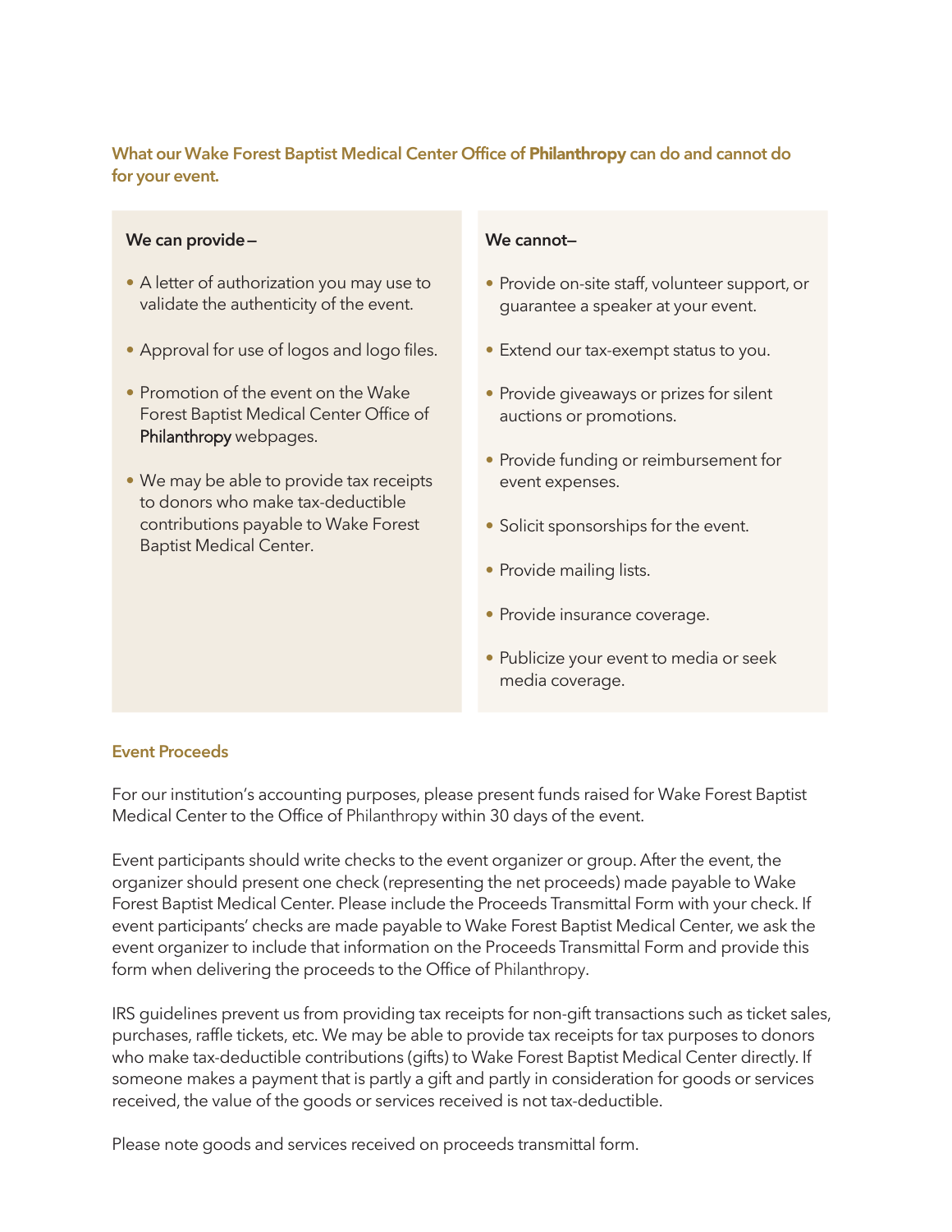## What our Wake Forest Baptist Medical Center Office of **Philanthropy** can do and cannot do for your event.

**We can provide—**

- A letter of authorization you may use to validate the authenticity of the event.
- Approval for use of logos and logo files.
- Promotion of the event on the Wake Forest Baptist Medical Center Office of Philanthropy webpages.
- We may be able to provide tax receipts to donors who make tax-deductible contributions payable to Wake Forest Baptist Medical Center.

**We cannot—**

- Provide on-site staff, volunteer support, or guarantee a speaker at your event.
- Extend our tax-exempt status to you.
- Provide giveaways or prizes for silent auctions or promotions.
- Provide funding or reimbursement for event expenses.
- Solicit sponsorships for the event.
- Provide mailing lists.
- Provide insurance coverage.
- Publicize your event to media or seek media coverage.

## Event Proceeds

For our institution's accounting purposes, please present funds raised for Wake Forest Baptist Medical Center to the Office of Philanthropy within 30 days of the event.

Event participants should write checks to the event organizer or group. After the event, the organizer should present one check (representing the net proceeds) made payable to Wake Forest Baptist Medical Center. Please include the Proceeds Transmittal Form with your check. If event participants' checks are made payable to Wake Forest Baptist Medical Center, we ask the event organizer to include that information on the Proceeds Transmittal Form and provide this form when delivering the proceeds to the Office of Philanthropy.

IRS guidelines prevent us from providing tax receipts for non-gift transactions such as ticket sales, purchases, raffle tickets, etc. We may be able to provide tax receipts for tax purposes to donors who make tax-deductible contributions (gifts) to Wake Forest Baptist Medical Center directly. If someone makes a payment that is partly a gift and partly in consideration for goods or services received, the value of the goods or services received is not tax-deductible.

Please note goods and services received on proceeds transmittal form.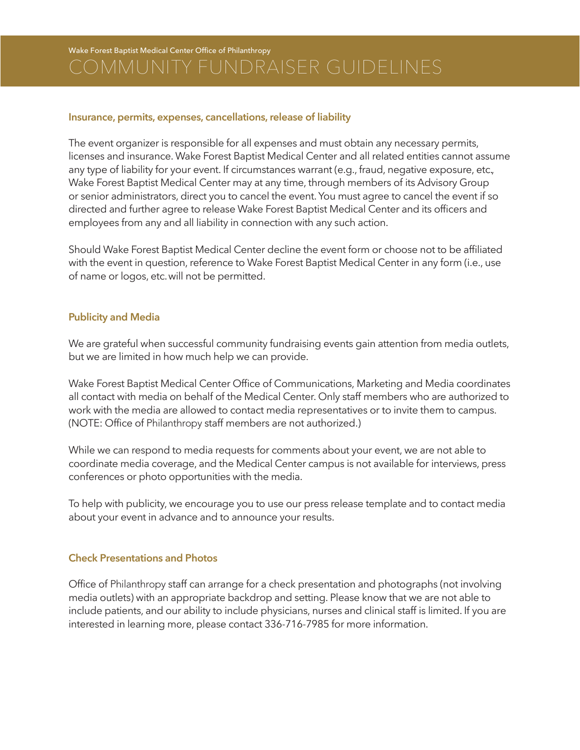Wake Forest Baptist Medical Center Office of Philanthropy

# COMMUNITY FUNDRAISER GUIDELINES

### Insurance, permits, expenses, cancellations, release of liability

The event organizer is responsible for all expenses and must obtain any necessary permits, licenses and insurance. Wake Forest Baptist Medical Center and all related entities cannot assume any type of liability for your event. If circumstances warrant (e.g., fraud, negative exposure, etc., Wake Forest Baptist Medical Center may at any time, through members of its Advisory Group or senior administrators, direct you to cancel the event. You must agree to cancel the event if so directed and further agree to release Wake Forest Baptist Medical Center and its officers and employees from any and all liability in connection with any such action.

Should Wake Forest Baptist Medical Center decline the event form or choose not to be affiliated with the event in question, reference to Wake Forest Baptist Medical Center in any form (i.e., use of name or logos, etc. will not be permitted.

### Publicity and Media

We are grateful when successful community fundraising events gain attention from media outlets, but we are limited in how much help we can provide.

Wake Forest Baptist Medical Center Office of Communications, Marketing and Media coordinates all contact with media on behalf of the Medical Center. Only staff members who are authorized to work with the media are allowed to contact media representatives or to invite them to campus. (NOTE: Office of Philanthropy staff members are not authorized.)

While we can respond to media requests for comments about your event, we are not able to coordinate media coverage, and the Medical Center campus is not available for interviews, press conferences or photo opportunities with the media.

To help with publicity, we encourage you to use our press release template and to contact media about your event in advance and to announce your results.

### Check Presentations and Photos

Office of Philanthropy staff can arrange for a check presentation and photographs (not involving media outlets) with an appropriate backdrop and setting. Please know that we are not able to include patients, and our ability to include physicians, nurses and clinical staff is limited. If you are interested in learning more, please contact 336-716-7985 for more information.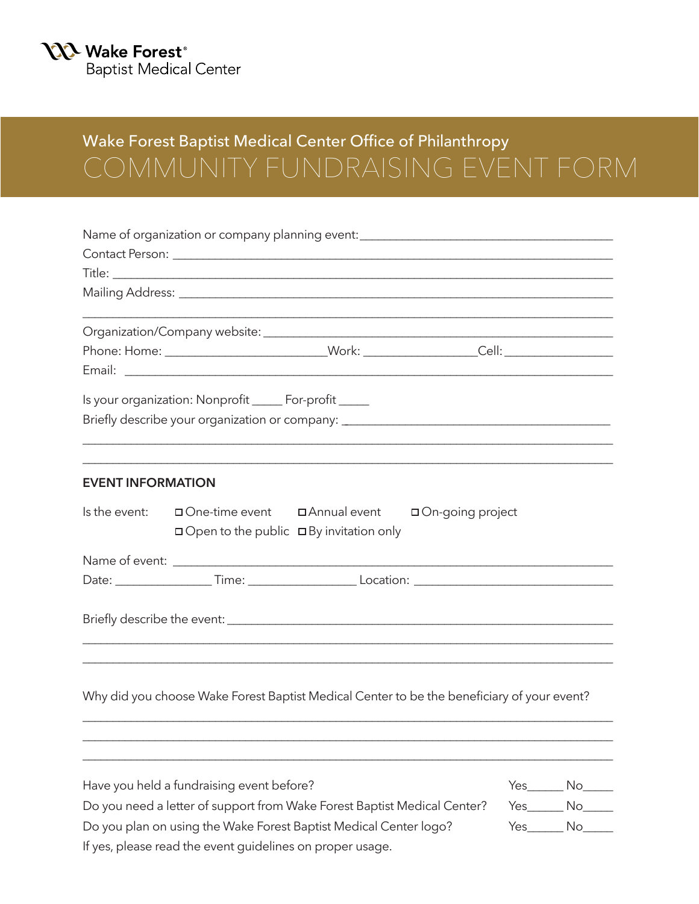Wake Forest® Baptist Medical Center

Wake Forest Baptist Medical Center Office of Philanthropy

# COMMUNITY FUNDRAISING EVENT FORM

Name of organization or company planning event: ______________________________________

Contact Person: ______________________________________

Title: ______________________________________

Mailing Address: ______________________________________

______________________________________

Organization/Company website: ______________________________________

Phone: Home: ________________ Work: ________________ Cell: ________________

Email: ______________________________________

Is your organization: Nonprofit _____ For-profit _____

Briefly describe your organization or company: ______________________________________

______________________________________

______________________________________

## EVENT INFORMATION

Is the event: ☐ One-time event ☐ Annual event ☐ On-going project

☐ Open to the public ☐ By invitation only

Name of event: ______________________________________

Date: ______________ Time: ______________ Location: ______________________

Briefly describe the event: ______________________________________

______________________________________

______________________________________

Why did you choose Wake Forest Baptist Medical Center to be the beneficiary of your event?

______________________________________

______________________________________

______________________________________

Have you held a fundraising event before? Yes______ No_____

Do you need a letter of support from Wake Forest Baptist Medical Center? Yes______ No_____

Do you plan on using the Wake Forest Baptist Medical Center logo? Yes______ No_____

If yes, please read the event guidelines on proper usage.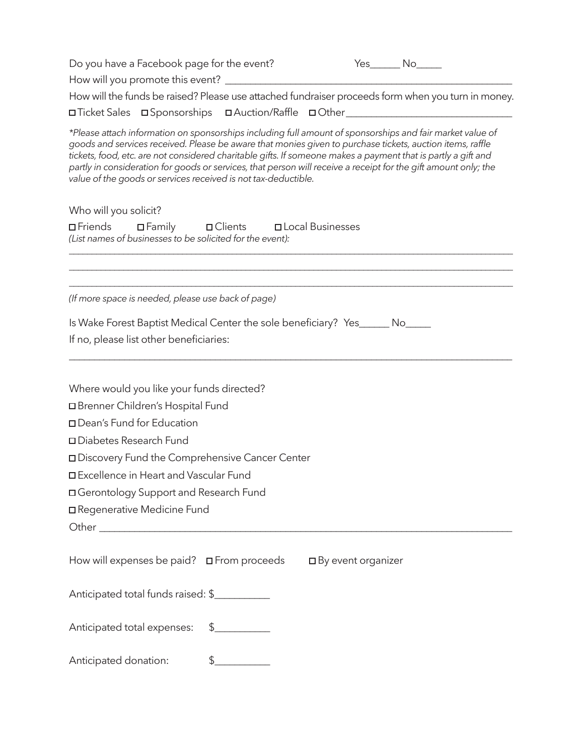Do you have a Facebook page for the event? Yes______ No_____

How will you promote this event? ____________________________________________________________

How will the funds be raised? Please use attached fundraiser proceeds form when you turn in money.

☐ Ticket Sales ☐ Sponsorships ☐ Auction/Raffle ☐ Other________________________________

*\*Please attach information on sponsorships including full amount of sponsorships and fair market value of goods and services received. Please be aware that monies given to purchase tickets, auction items, raffle tickets, food, etc. are not considered charitable gifts. If someone makes a payment that is partly a gift and partly in consideration for goods or services, that person will receive a receipt for the gift amount only; the value of the goods or services received is not tax-deductible.*

Who will you solicit?

☐ Friends ☐ Family ☐ Clients ☐ Local Businesses

*(List names of businesses to be solicited for the event):*

_____________________________________________________________________________________________

_____________________________________________________________________________________________

_____________________________________________________________________________________________

*(If more space is needed, please use back of page)*

Is Wake Forest Baptist Medical Center the sole beneficiary? Yes______ No_____

If no, please list other beneficiaries:

_____________________________________________________________________________________________

Where would you like your funds directed?

☐ Brenner Children's Hospital Fund

☐ Dean's Fund for Education

☐ Diabetes Research Fund

☐ Discovery Fund the Comprehensive Cancer Center

☐ Excellence in Heart and Vascular Fund

☐ Gerontology Support and Research Fund

☐ Regenerative Medicine Fund

Other _______________________________________________________________________________________

How will expenses be paid? ☐ From proceeds ☐ By event organizer

Anticipated total funds raised: $__________

Anticipated total expenses: $__________

Anticipated donation: $__________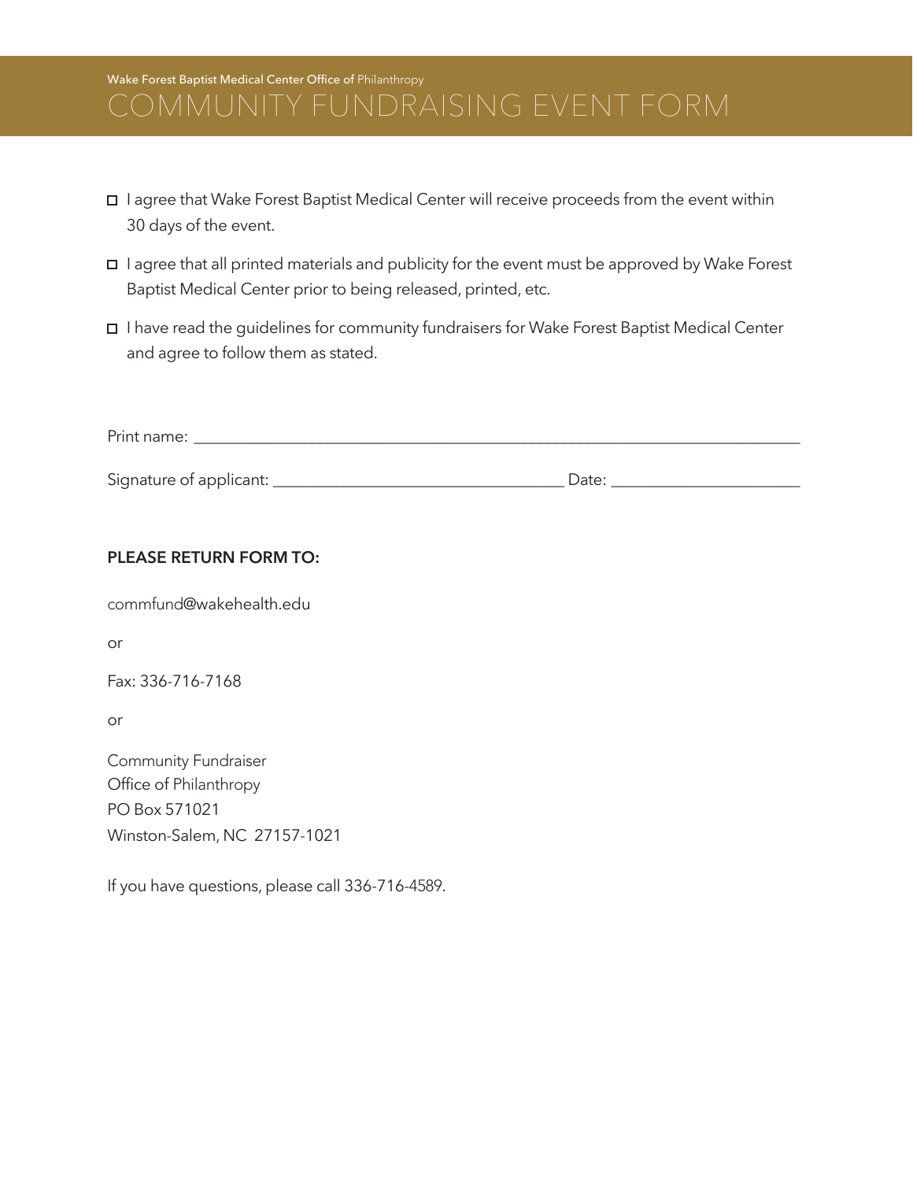Wake Forest Baptist Medical Center Office of Philanthropy

# COMMUNITY FUNDRAISING EVENT FORM

- ☐ I agree that Wake Forest Baptist Medical Center will receive proceeds from the event within 30 days of the event.
- ☐ I agree that all printed materials and publicity for the event must be approved by Wake Forest Baptist Medical Center prior to being released, printed, etc.
- ☐ I have read the guidelines for community fundraisers for Wake Forest Baptist Medical Center and agree to follow them as stated.

Print name: ___________________________________________________________________________

Signature of applicant: ___________________________________ Date: _______________________

**PLEASE RETURN FORM TO:**

commfund@wakehealth.edu

or

Fax: 336-716-7168

or

Community Fundraiser
Office of Philanthropy
PO Box 571021
Winston-Salem, NC 27157-1021

If you have questions, please call 336-716-4589.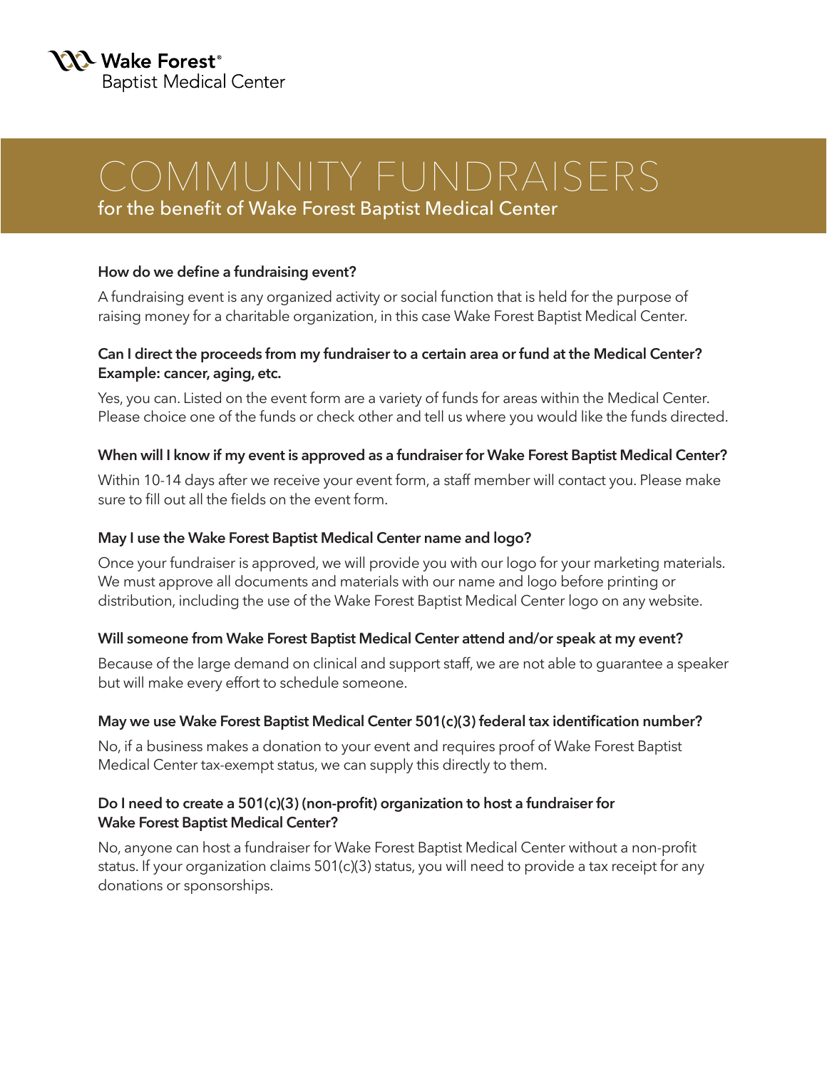Wake Forest®
Baptist Medical Center

# COMMUNITY FUNDRAISERS

## for the benefit of Wake Forest Baptist Medical Center

**How do we define a fundraising event?**

A fundraising event is any organized activity or social function that is held for the purpose of raising money for a charitable organization, in this case Wake Forest Baptist Medical Center.

**Can I direct the proceeds from my fundraiser to a certain area or fund at the Medical Center? Example: cancer, aging, etc.**

Yes, you can. Listed on the event form are a variety of funds for areas within the Medical Center. Please choice one of the funds or check other and tell us where you would like the funds directed.

**When will I know if my event is approved as a fundraiser for Wake Forest Baptist Medical Center?**

Within 10-14 days after we receive your event form, a staff member will contact you. Please make sure to fill out all the fields on the event form.

**May I use the Wake Forest Baptist Medical Center name and logo?**

Once your fundraiser is approved, we will provide you with our logo for your marketing materials. We must approve all documents and materials with our name and logo before printing or distribution, including the use of the Wake Forest Baptist Medical Center logo on any website.

**Will someone from Wake Forest Baptist Medical Center attend and/or speak at my event?**

Because of the large demand on clinical and support staff, we are not able to guarantee a speaker but will make every effort to schedule someone.

**May we use Wake Forest Baptist Medical Center 501(c)(3) federal tax identification number?**

No, if a business makes a donation to your event and requires proof of Wake Forest Baptist Medical Center tax-exempt status, we can supply this directly to them.

**Do I need to create a 501(c)(3) (non-profit) organization to host a fundraiser for Wake Forest Baptist Medical Center?**

No, anyone can host a fundraiser for Wake Forest Baptist Medical Center without a non-profit status. If your organization claims 501(c)(3) status, you will need to provide a tax receipt for any donations or sponsorships.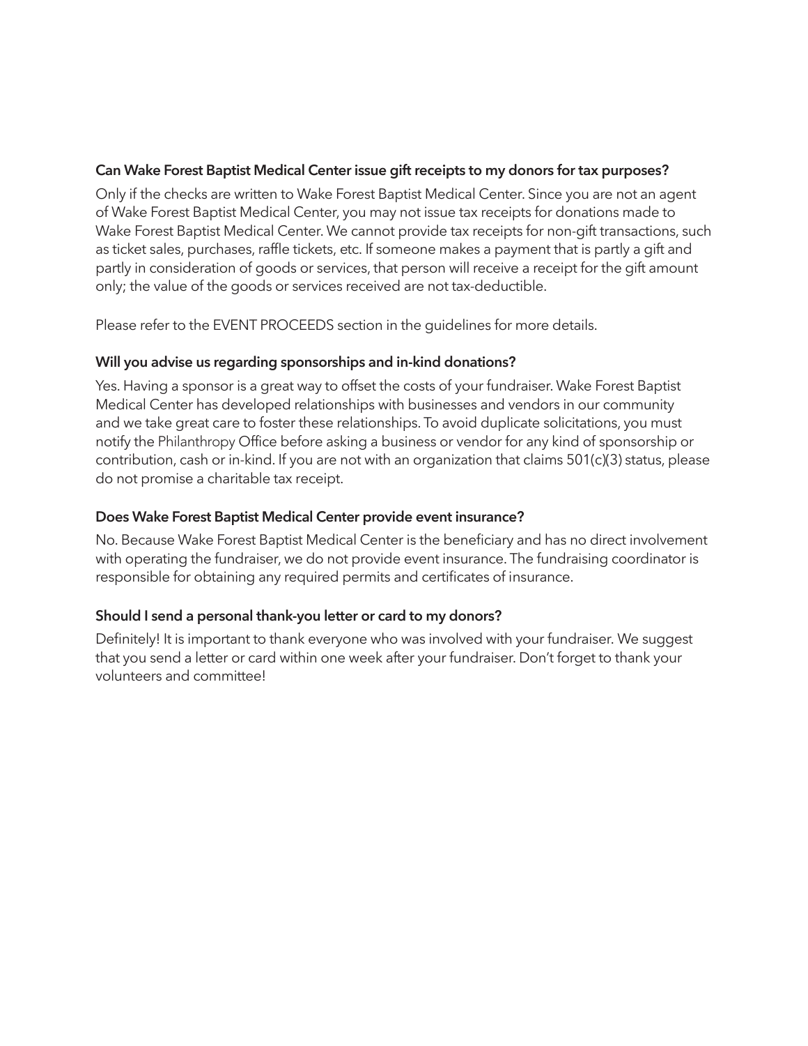### Can Wake Forest Baptist Medical Center issue gift receipts to my donors for tax purposes?

Only if the checks are written to Wake Forest Baptist Medical Center. Since you are not an agent of Wake Forest Baptist Medical Center, you may not issue tax receipts for donations made to Wake Forest Baptist Medical Center. We cannot provide tax receipts for non-gift transactions, such as ticket sales, purchases, raffle tickets, etc. If someone makes a payment that is partly a gift and partly in consideration of goods or services, that person will receive a receipt for the gift amount only; the value of the goods or services received are not tax-deductible.

Please refer to the EVENT PROCEEDS section in the guidelines for more details.

### Will you advise us regarding sponsorships and in-kind donations?

Yes. Having a sponsor is a great way to offset the costs of your fundraiser. Wake Forest Baptist Medical Center has developed relationships with businesses and vendors in our community and we take great care to foster these relationships. To avoid duplicate solicitations, you must notify the Philanthropy Office before asking a business or vendor for any kind of sponsorship or contribution, cash or in-kind. If you are not with an organization that claims 501(c)(3) status, please do not promise a charitable tax receipt.

### Does Wake Forest Baptist Medical Center provide event insurance?

No. Because Wake Forest Baptist Medical Center is the beneficiary and has no direct involvement with operating the fundraiser, we do not provide event insurance. The fundraising coordinator is responsible for obtaining any required permits and certificates of insurance.

### Should I send a personal thank-you letter or card to my donors?

Definitely! It is important to thank everyone who was involved with your fundraiser. We suggest that you send a letter or card within one week after your fundraiser. Don't forget to thank your volunteers and committee!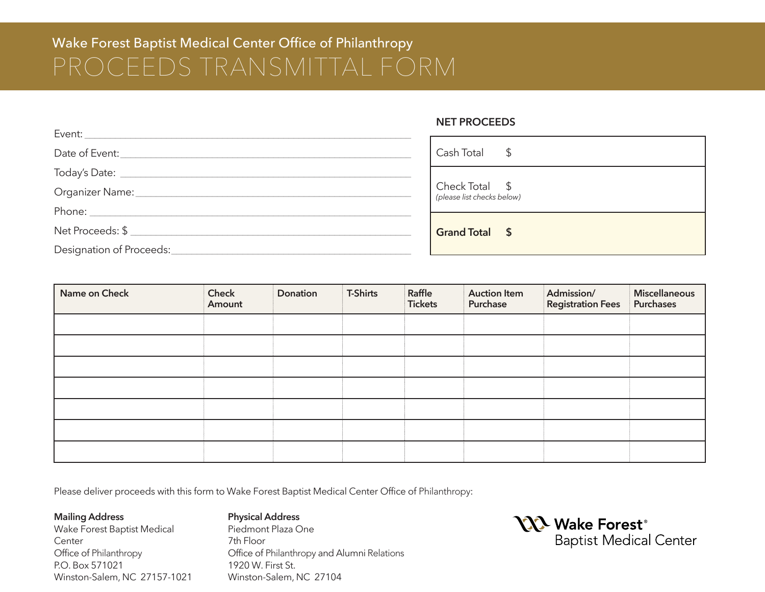Wake Forest Baptist Medical Center Office of Philanthropy

# PROCEEDS TRANSMITTAL FORM

Event: \_\_\_\_\_\_\_\_\_\_\_\_\_\_\_\_\_\_\_\_\_\_\_\_\_\_\_\_\_\_

Date of Event: \_\_\_\_\_\_\_\_\_\_\_\_\_\_\_\_\_\_\_\_\_\_\_\_\_\_\_\_\_\_

Today's Date: \_\_\_\_\_\_\_\_\_\_\_\_\_\_\_\_\_\_\_\_\_\_\_\_\_\_\_\_\_\_

Organizer Name: \_\_\_\_\_\_\_\_\_\_\_\_\_\_\_\_\_\_\_\_\_\_\_\_\_\_\_\_\_\_

Phone: \_\_\_\_\_\_\_\_\_\_\_\_\_\_\_\_\_\_\_\_\_\_\_\_\_\_\_\_\_\_

Net Proceeds: $ \_\_\_\_\_\_\_\_\_\_\_\_\_\_\_\_\_\_\_\_\_\_\_\_\_\_\_\_\_\_

Designation of Proceeds: \_\_\_\_\_\_\_\_\_\_\_\_\_\_\_\_\_\_\_\_\_\_\_\_\_\_\_\_\_\_

**NET PROCEEDS**

| | |
|---|---|
| Cash Total | $ |
| Check Total *(please list checks below)* | $ |
| **Grand Total** | **$** |

| Name on Check | Check Amount | Donation | T-Shirts | Raffle Tickets | Auction Item Purchase | Admission/ Registration Fees | Miscellaneous Purchases |
|---|---|---|---|---|---|---|---|
| | | | | | | | |
| | | | | | | | |
| | | | | | | | |
| | | | | | | | |
| | | | | | | | |
| | | | | | | | |
| | | | | | | | |

Please deliver proceeds with this form to Wake Forest Baptist Medical Center Office of Philanthropy:

**Mailing Address**
Wake Forest Baptist Medical Center
Office of Philanthropy
P.O. Box 571021
Winston-Salem, NC 27157-1021

**Physical Address**
Piedmont Plaza One
7th Floor
Office of Philanthropy and Alumni Relations
1920 W. First St.
Winston-Salem, NC 27104

Wake Forest® Baptist Medical Center